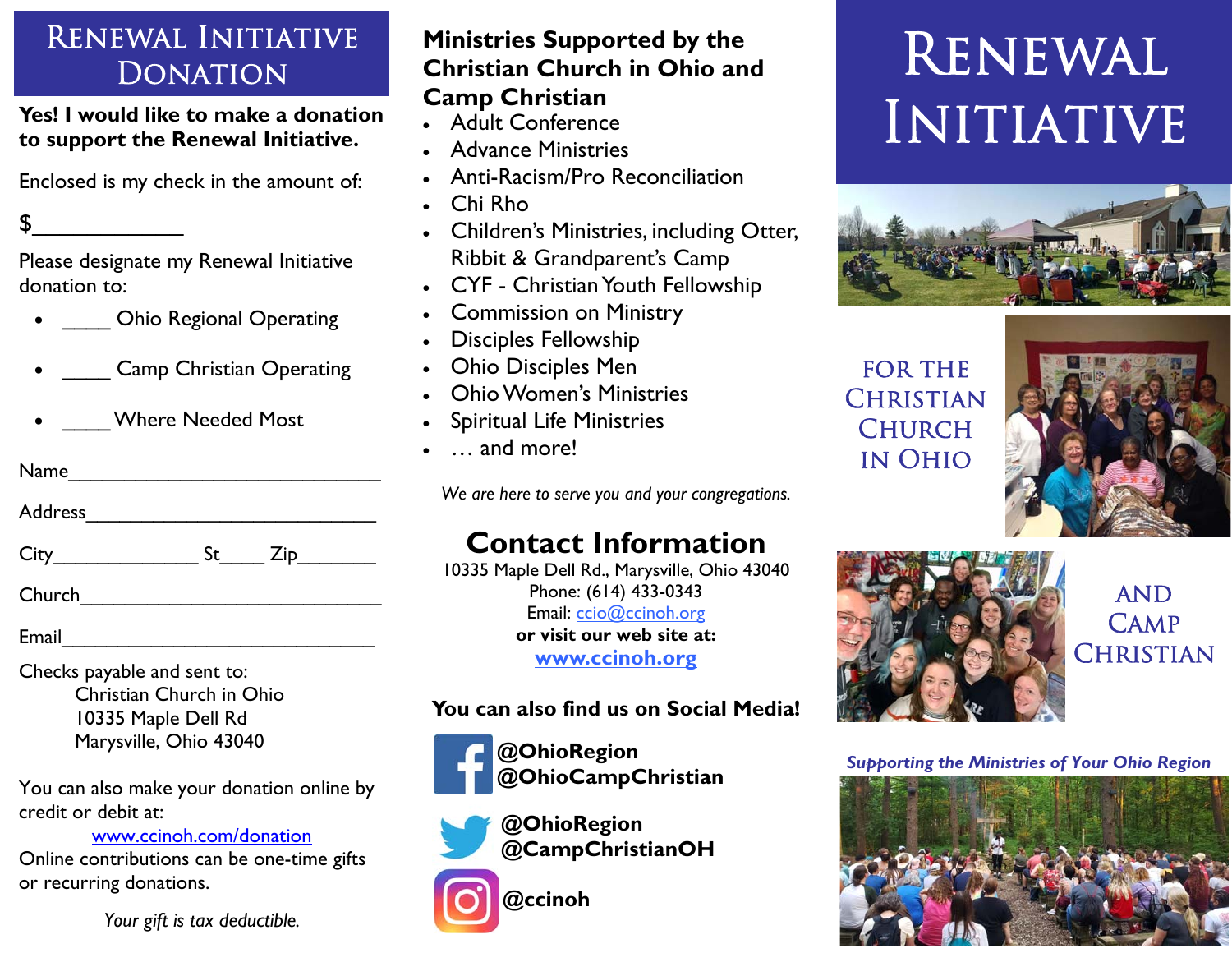# Renewal Initiative Donation

**Yes! I would like to make a donation to support the Renewal Initiative.**

Enclosed is my check in the amount of:

$_____________

Please designate my Renewal Initiative donation to:

- ____ Ohio Regional Operating
- ____ Camp Christian Operating
- ____ Where Needed Most

Name______________________________

Address___________________________

City_____________ St____ Zip_______

Church_____________________________

Email______________________________

Checks payable and sent to:
Christian Church in Ohio
10335 Maple Dell Rd
Marysville, Ohio 43040

You can also make your donation online by credit or debit at:
www.ccinoh.com/donation
Online contributions can be one-time gifts or recurring donations.

*Your gift is tax deductible.*

## Ministries Supported by the Christian Church in Ohio and Camp Christian

- Adult Conference
- Advance Ministries
- Anti-Racism/Pro Reconciliation
- Chi Rho
- Children's Ministries, including Otter, Ribbit & Grandparent's Camp
- CYF - Christian Youth Fellowship
- Commission on Ministry
- Disciples Fellowship
- Ohio Disciples Men
- Ohio Women's Ministries
- Spiritual Life Ministries
- … and more!

*We are here to serve you and your congregations.*

## Contact Information

10335 Maple Dell Rd., Marysville, Ohio 43040
Phone: (614) 433-0343
Email: ccio@ccinoh.org
**or visit our web site at:**
**www.ccinoh.org**

**You can also find us on Social Media!**

**@OhioRegion**
**@OhioCampChristian**

**@OhioRegion**
**@CampChristianOH**

**@ccinoh**

# Renewal Initiative

## For the Christian Church in Ohio

## and Camp Christian

***Supporting the Ministries of Your Ohio Region***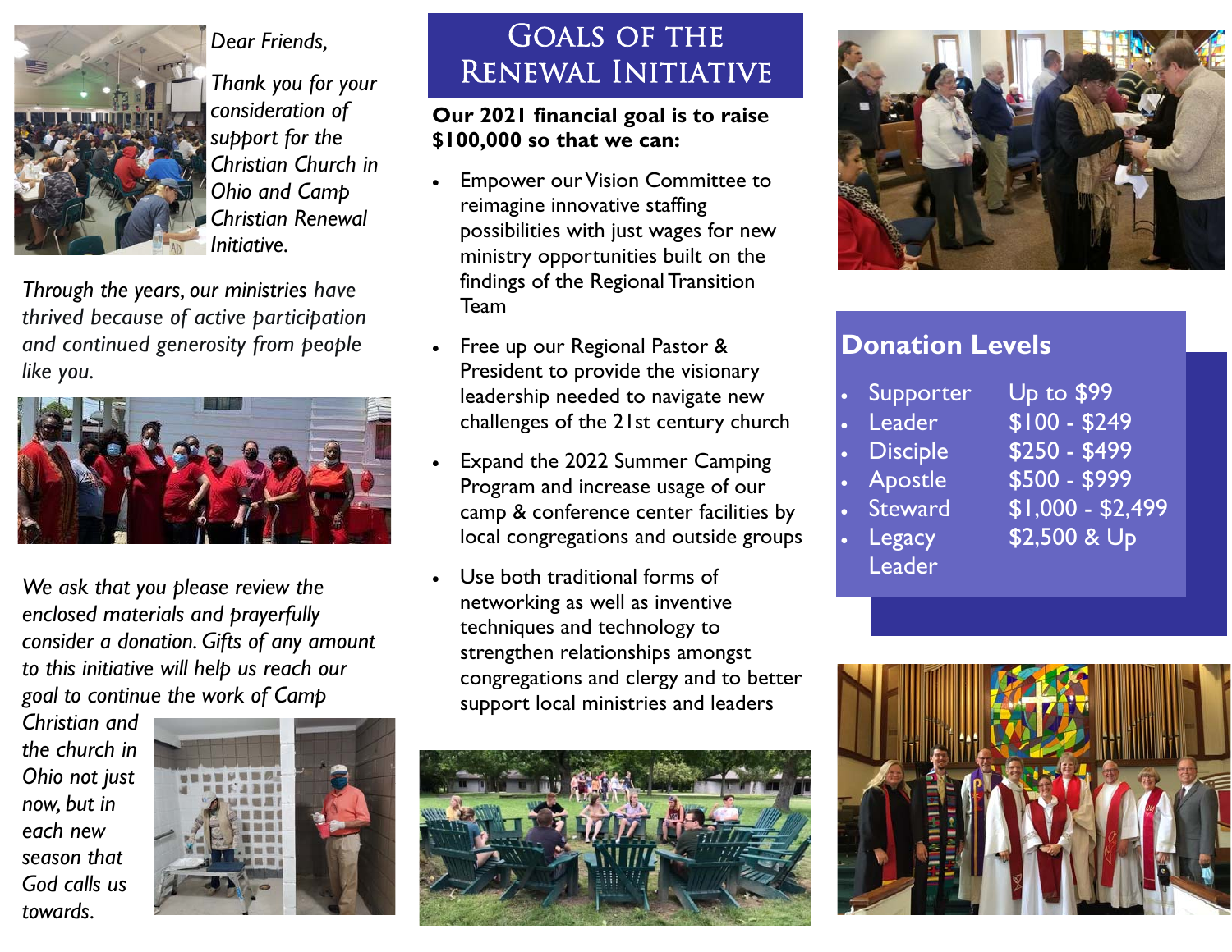*Dear Friends,*

*Thank you for your consideration of support for the Christian Church in Ohio and Camp Christian Renewal Initiative.*

*Through the years, our ministries have thrived because of active participation and continued generosity from people like you.*

*We ask that you please review the enclosed materials and prayerfully consider a donation. Gifts of any amount to this initiative will help us reach our goal to continue the work of Camp Christian and the church in Ohio not just now, but in each new season that God calls us towards.*

## Goals of the Renewal Initiative

**Our 2021 financial goal is to raise $100,000 so that we can:**

- Empower our Vision Committee to reimagine innovative staffing possibilities with just wages for new ministry opportunities built on the findings of the Regional Transition Team
- Free up our Regional Pastor & President to provide the visionary leadership needed to navigate new challenges of the 21st century church
- Expand the 2022 Summer Camping Program and increase usage of our camp & conference center facilities by local congregations and outside groups
- Use both traditional forms of networking as well as inventive techniques and technology to strengthen relationships amongst congregations and clergy and to better support local ministries and leaders

## Donation Levels

| | |
|---|---|
| Supporter | Up to $99 |
| Leader | $100 - $249 |
| Disciple | $250 - $499 |
| Apostle | $500 - $999 |
| Steward | $1,000 - $2,499 |
| Legacy Leader | $2,500 & Up |